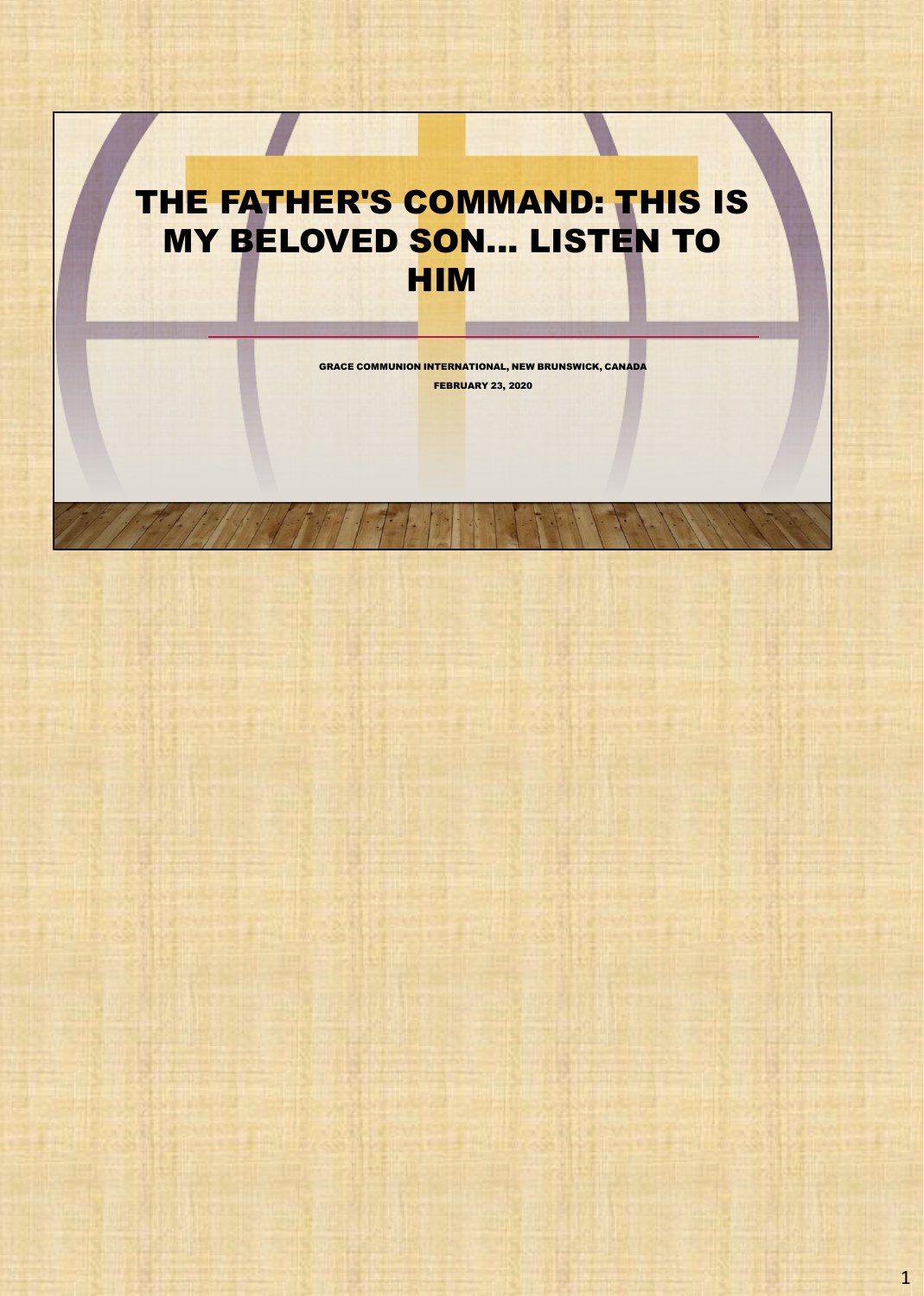# THE FATHER'S COMMAND: THIS IS MY BELOVED SON... LISTEN TO HIM

GRACE COMMUNION INTERNATIONAL, NEW BRUNSWICK, CANADA

FEBRUARY 23, 2020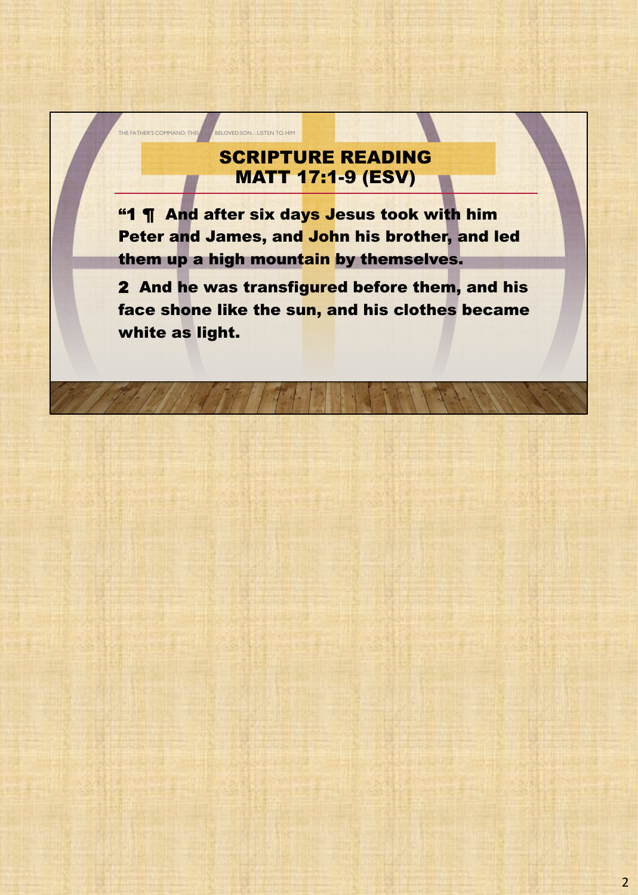THE FATHER'S COMMAND: THIS ... BELOVED SON... LISTEN TO HIM

## SCRIPTURE READING
## MATT 17:1-9 (ESV)

**"1 ¶ And after six days Jesus took with him Peter and James, and John his brother, and led them up a high mountain by themselves.**

**2 And he was transfigured before them, and his face shone like the sun, and his clothes became white as light.**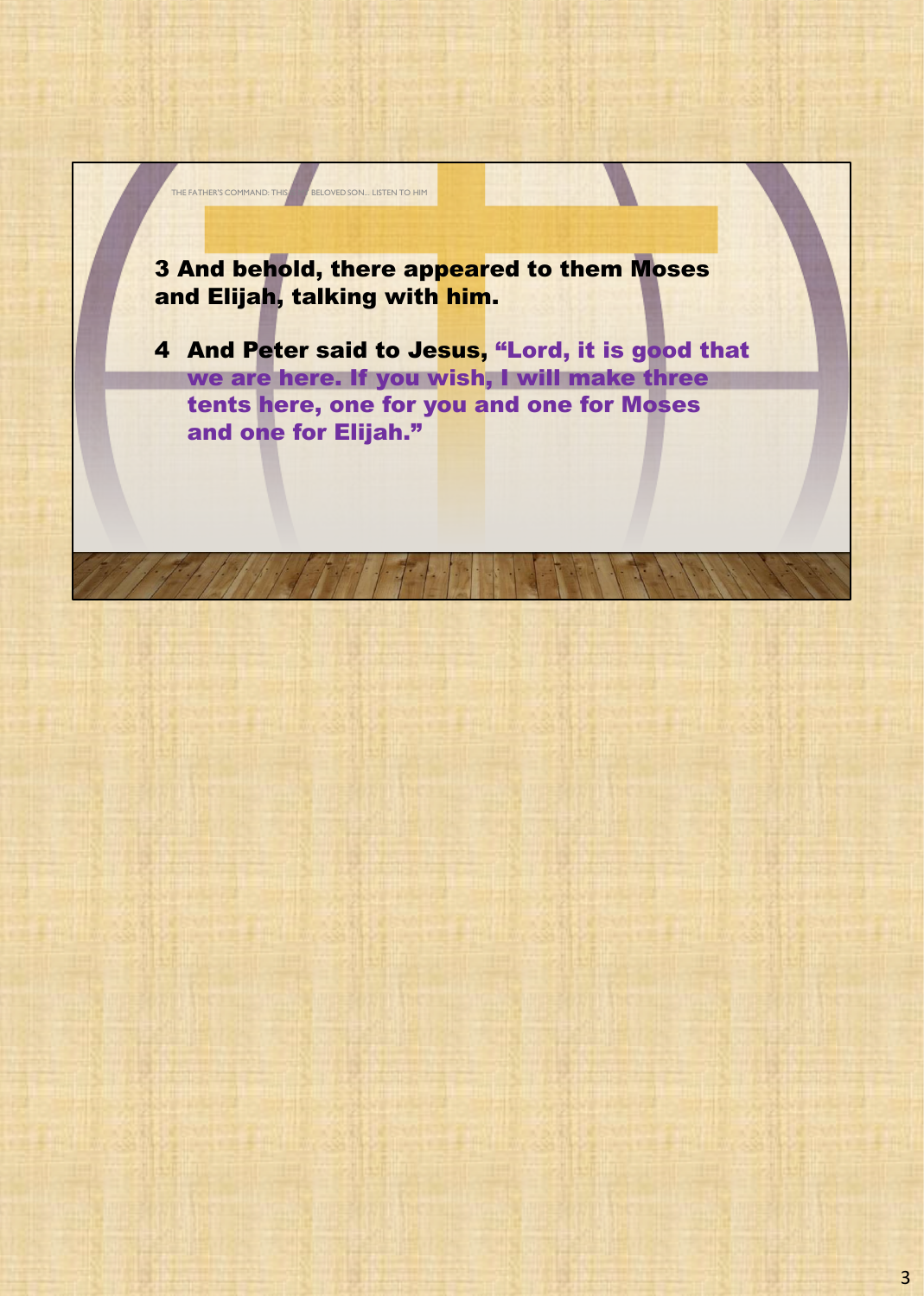THE FATHER'S COMMAND: THIS IS MY BELOVED SON... LISTEN TO HIM

**3 And behold, there appeared to them Moses and Elijah, talking with him.**

**4 And Peter said to Jesus, "Lord, it is good that we are here. If you wish, I will make three tents here, one for you and one for Moses and one for Elijah."**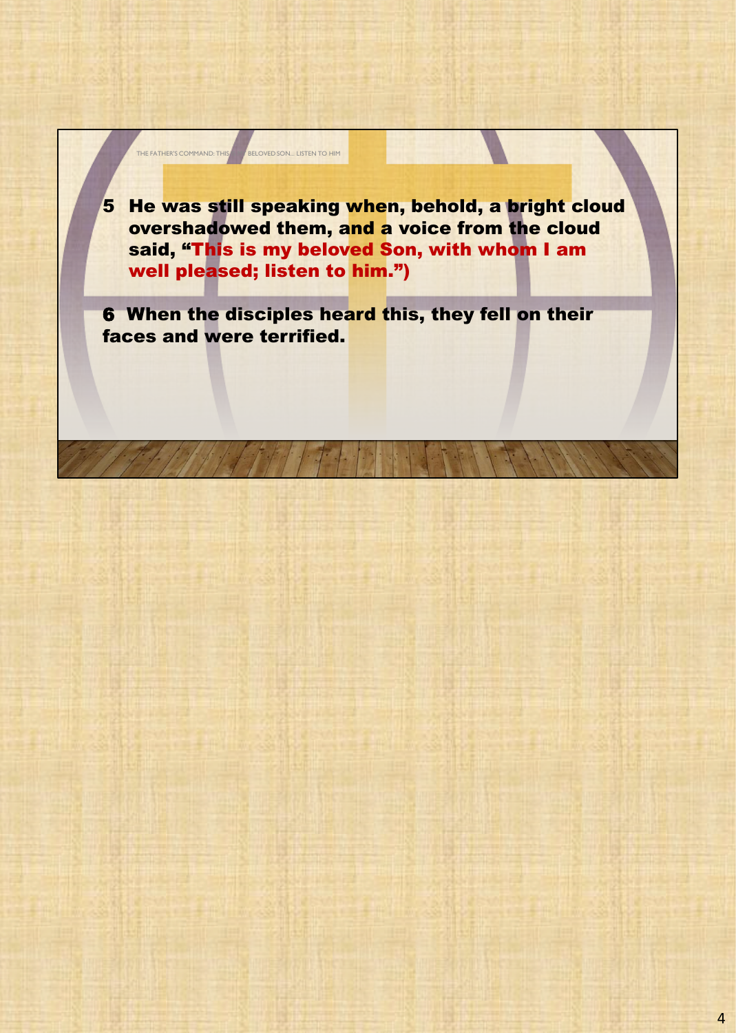THE FATHER'S COMMAND: THIS IS MY BELOVED SON... LISTEN TO HIM

**5 He was still speaking when, behold, a bright cloud overshadowed them, and a voice from the cloud said, "This is my beloved Son, with whom I am well pleased; listen to him.")**

**6 When the disciples heard this, they fell on their faces and were terrified.**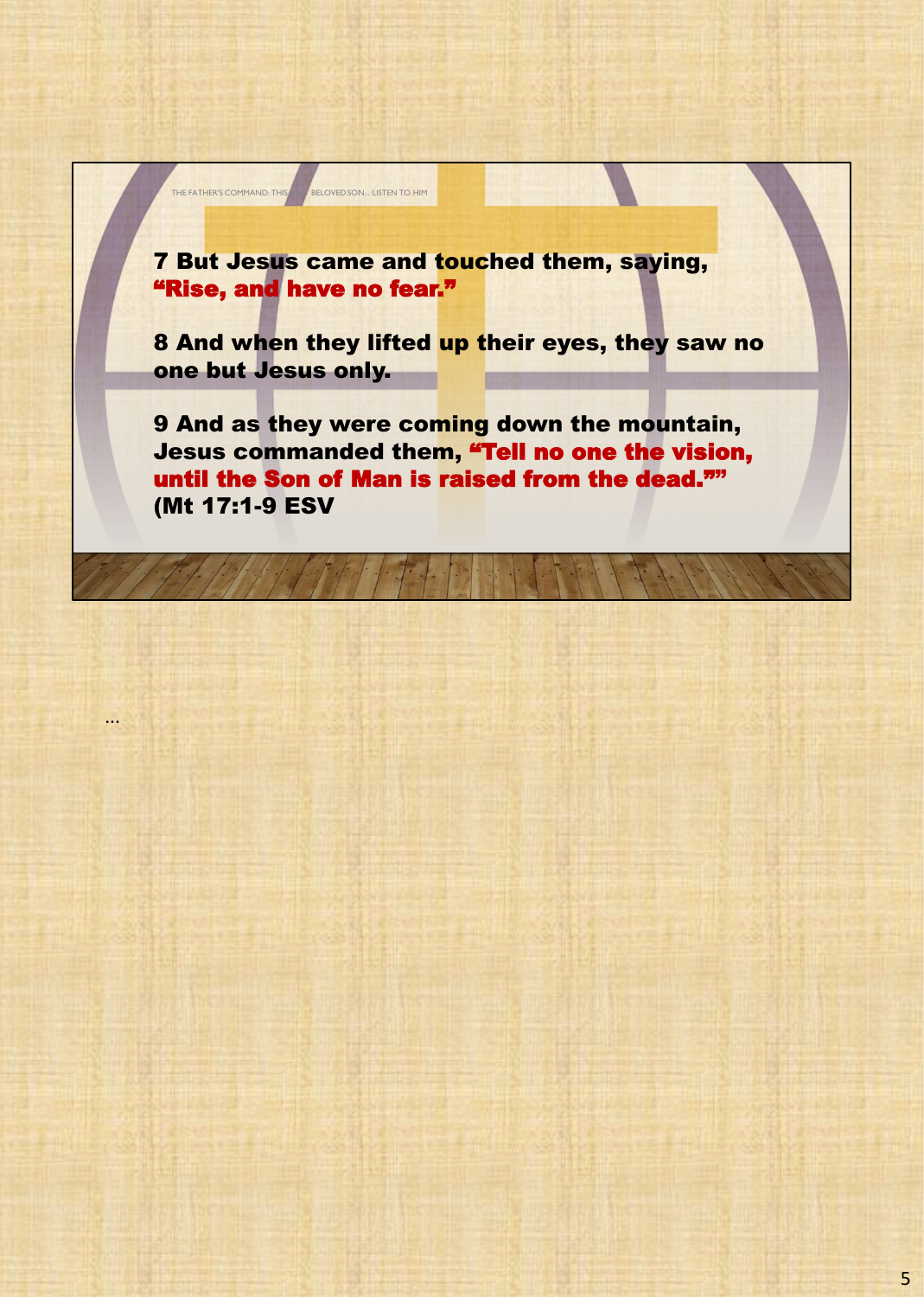THE FATHER'S COMMAND: THIS IS MY BELOVED SON... LISTEN TO HIM

**7 But Jesus came and touched them, saying, "Rise, and have no fear."**

**8 And when they lifted up their eyes, they saw no one but Jesus only.**

**9 And as they were coming down the mountain, Jesus commanded them, "Tell no one the vision, until the Son of Man is raised from the dead."" (Mt 17:1-9 ESV**

...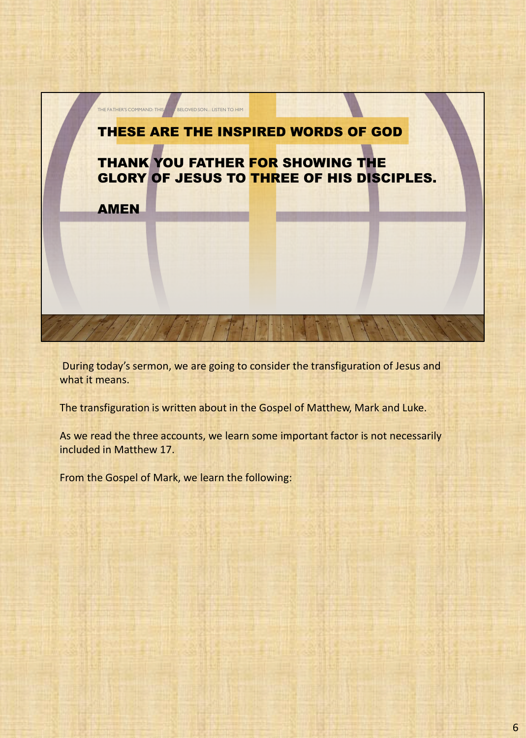THE FATHER'S COMMAND: THIS ... BELOVED SON... LISTEN TO HIM

**THESE ARE THE INSPIRED WORDS OF GOD**

**THANK YOU FATHER FOR SHOWING THE GLORY OF JESUS TO THREE OF HIS DISCIPLES.**

**AMEN**

During today's sermon, we are going to consider the transfiguration of Jesus and what it means.

The transfiguration is written about in the Gospel of Matthew, Mark and Luke.

As we read the three accounts, we learn some important factor is not necessarily included in Matthew 17.

From the Gospel of Mark, we learn the following: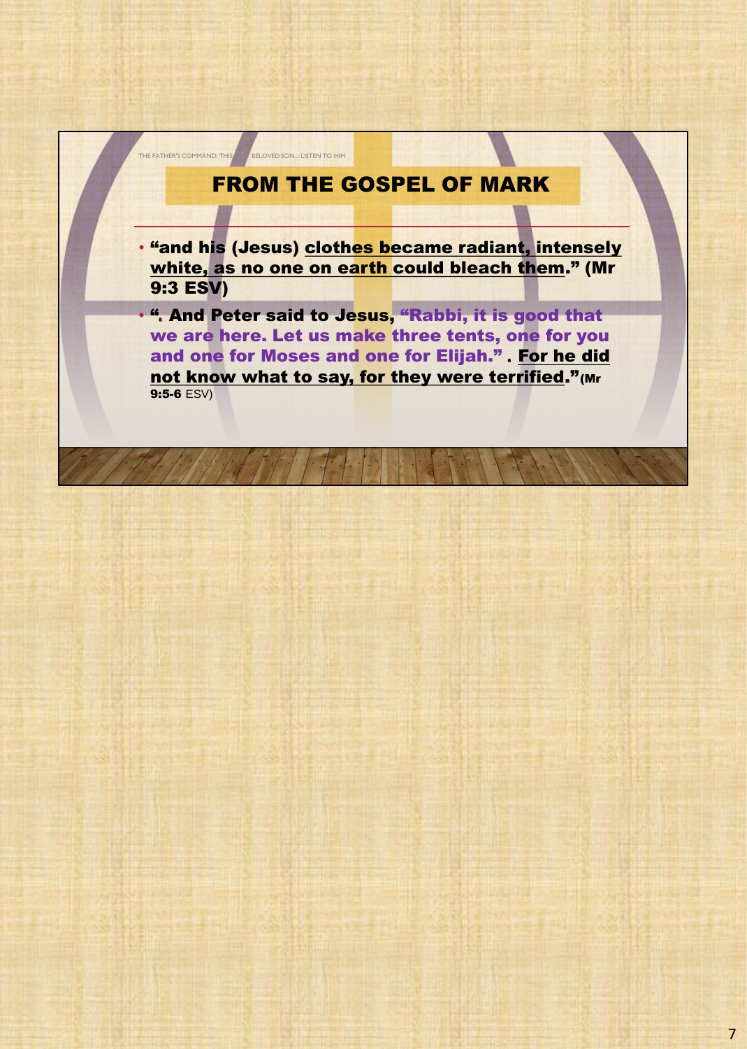# FROM THE GOSPEL OF MARK

- **"and his (Jesus) clothes became radiant, intensely white, as no one on earth could bleach them." (Mr 9:3 ESV)**
- **"5 And Peter said to Jesus, "Rabbi, it is good that we are here. Let us make three tents, one for you and one for Moses and one for Elijah." . For he did not know what to say, for they were terrified."(Mr 9:5-6** ESV)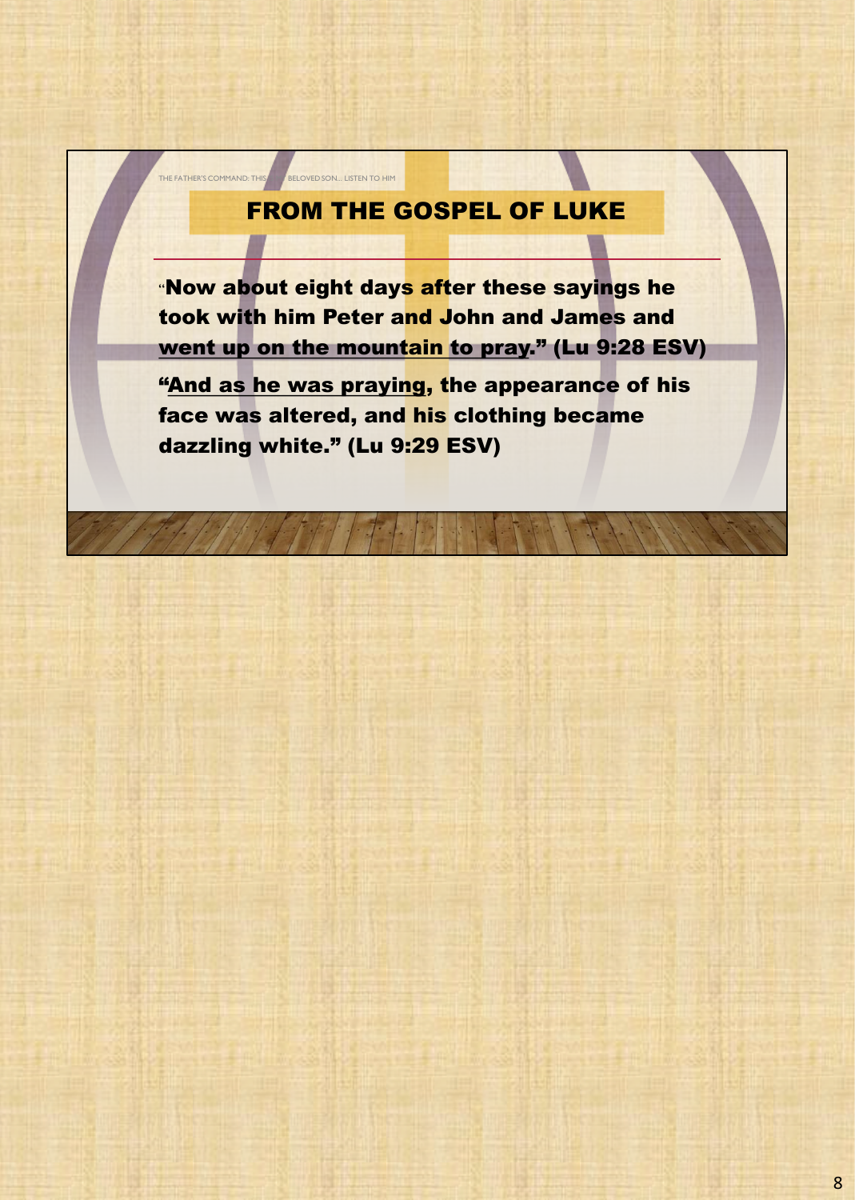THE FATHER'S COMMAND: THIS IS MY BELOVED SON... LISTEN TO HIM

## FROM THE GOSPEL OF LUKE

"**Now about eight days after these sayings he took with him Peter and John and James and <u>went up on the mountain</u> <u>to pray</u>." (Lu 9:28 ESV)**

**"<u>And as he was praying</u>, the appearance of his face was altered, and his clothing became dazzling white." (Lu 9:29 ESV)**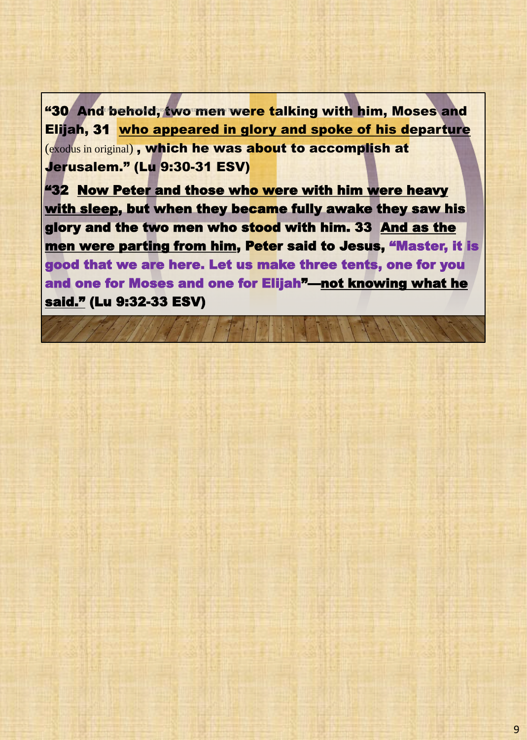**"30 And behold, two men were talking with him, Moses and Elijah, 31 <u>who appeared in glory and spoke of his departure</u>** (exodus in original) **, which he was about to accomplish at Jerusalem." (Lu 9:30-31 ESV)**

**"32 <u>Now Peter and those who were with him were heavy with sleep</u>, but when they became fully awake they saw his glory and the two men who stood with him. 33 <u>And as the men were parting from him</u>, Peter said to Jesus, "Master, it is good that we are here. Let us make three tents, one for you and one for Moses and one for Elijah"—<u>not knowing what he said."</u> (Lu 9:32-33 ESV)**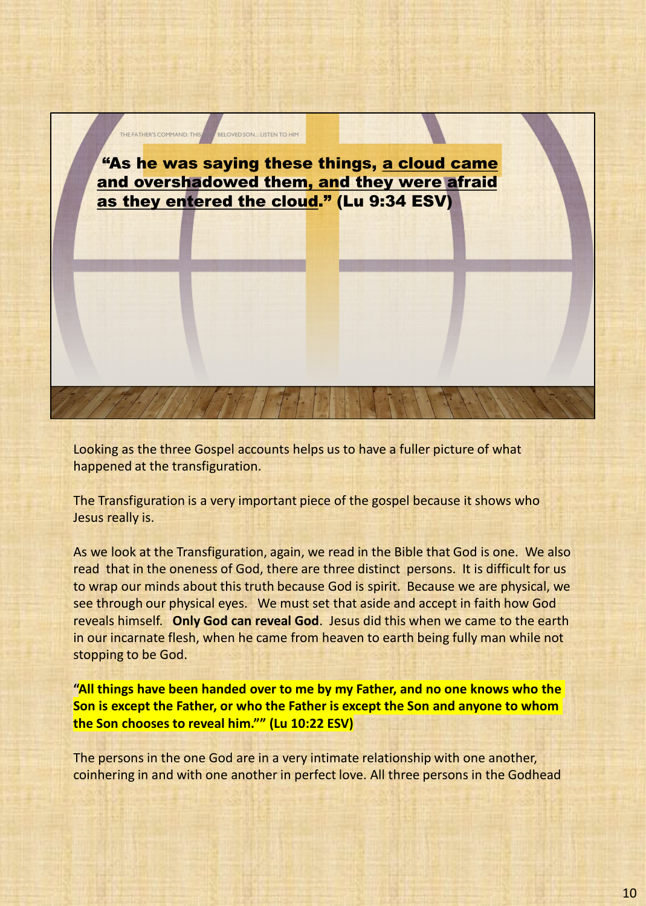THE FATHER'S COMMAND: THIS ... BELOVED SON... LISTEN TO HIM

**"As he was saying these things, a cloud came and overshadowed them, and they were afraid as they entered the cloud." (Lu 9:34 ESV)**

Looking as the three Gospel accounts helps us to have a fuller picture of what happened at the transfiguration.

The Transfiguration is a very important piece of the gospel because it shows who Jesus really is.

As we look at the Transfiguration, again, we read in the Bible that God is one. We also read that in the oneness of God, there are three distinct persons. It is difficult for us to wrap our minds about this truth because God is spirit. Because we are physical, we see through our physical eyes. We must set that aside and accept in faith how God reveals himself. **Only God can reveal God**. Jesus did this when we came to the earth in our incarnate flesh, when he came from heaven to earth being fully man while not stopping to be God.

**"All things have been handed over to me by my Father, and no one knows who the Son is except the Father, or who the Father is except the Son and anyone to whom the Son chooses to reveal him."" (Lu 10:22 ESV)**

The persons in the one God are in a very intimate relationship with one another, coinhering in and with one another in perfect love. All three persons in the Godhead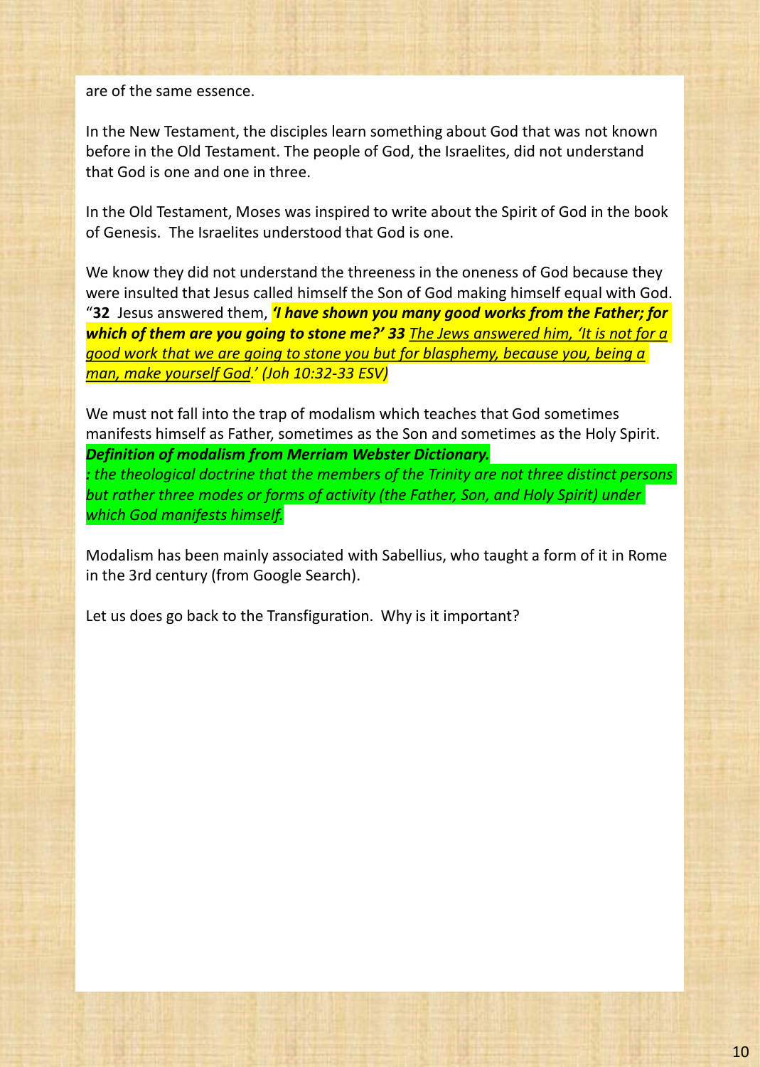are of the same essence.

In the New Testament, the disciples learn something about God that was not known before in the Old Testament. The people of God, the Israelites, did not understand that God is one and one in three.

In the Old Testament, Moses was inspired to write about the Spirit of God in the book of Genesis. The Israelites understood that God is one.

We know they did not understand the threeness in the oneness of God because they were insulted that Jesus called himself the Son of God making himself equal with God. "**32** Jesus answered them, ***'I have shown you many good works from the Father; for which of them are you going to stone me?' 33*** *<u>The Jews answered him, 'It is not for a good work that we are going to stone you but for blasphemy, because you, being a man, make yourself God</u>.' (Joh 10:32-33 ESV)*

We must not fall into the trap of modalism which teaches that God sometimes manifests himself as Father, sometimes as the Son and sometimes as the Holy Spirit.
***Definition of modalism from Merriam Webster Dictionary.***
*: the theological doctrine that the members of the Trinity are not three distinct persons but rather three modes or forms of activity (the Father, Son, and Holy Spirit) under which God manifests himself.*

Modalism has been mainly associated with Sabellius, who taught a form of it in Rome in the 3rd century (from Google Search).

Let us does go back to the Transfiguration. Why is it important?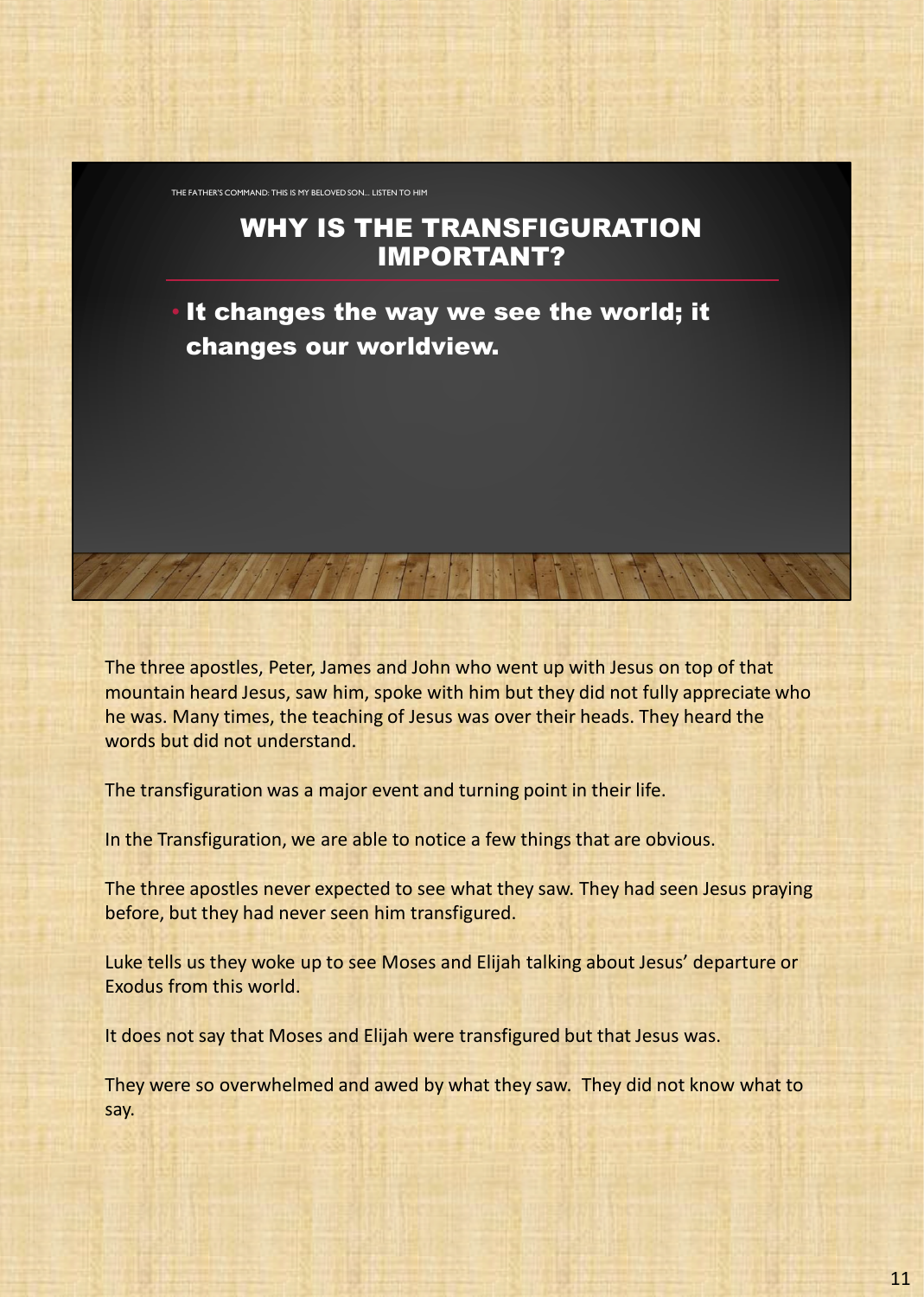THE FATHER'S COMMAND: THIS IS MY BELOVED SON... LISTEN TO HIM

## WHY IS THE TRANSFIGURATION IMPORTANT?

- **It changes the way we see the world; it changes our worldview.**

The three apostles, Peter, James and John who went up with Jesus on top of that mountain heard Jesus, saw him, spoke with him but they did not fully appreciate who he was. Many times, the teaching of Jesus was over their heads. They heard the words but did not understand.

The transfiguration was a major event and turning point in their life.

In the Transfiguration, we are able to notice a few things that are obvious.

The three apostles never expected to see what they saw. They had seen Jesus praying before, but they had never seen him transfigured.

Luke tells us they woke up to see Moses and Elijah talking about Jesus' departure or Exodus from this world.

It does not say that Moses and Elijah were transfigured but that Jesus was.

They were so overwhelmed and awed by what they saw. They did not know what to say.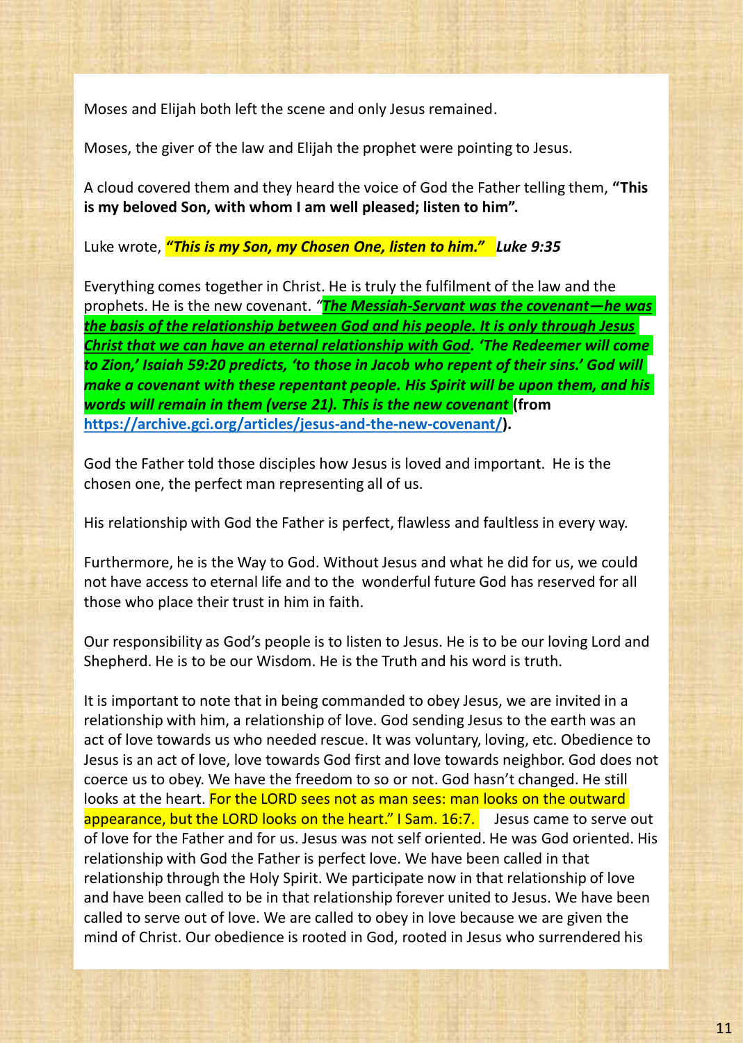Moses and Elijah both left the scene and only Jesus remained.

Moses, the giver of the law and Elijah the prophet were pointing to Jesus.

A cloud covered them and they heard the voice of God the Father telling them, **"This is my beloved Son, with whom I am well pleased; listen to him".**

Luke wrote, ***"This is my Son, my Chosen One, listen to him."   Luke 9:35***

Everything comes together in Christ. He is truly the fulfilment of the law and the prophets. He is the new covenant. *"**The Messiah-Servant was the covenant—he was the basis of the relationship between God and his people. It is only through Jesus Christ that we can have an eternal relationship with God**. 'The Redeemer will come to Zion,' Isaiah 59:20 predicts, 'to those in Jacob who repent of their sins.' God will make a covenant with these repentant people. His Spirit will be upon them, and his words will remain in them (verse 21). This is the new covenant* **(from https://archive.gci.org/articles/jesus-and-the-new-covenant/).**

God the Father told those disciples how Jesus is loved and important.  He is the chosen one, the perfect man representing all of us.

His relationship with God the Father is perfect, flawless and faultless in every way.

Furthermore, he is the Way to God. Without Jesus and what he did for us, we could not have access to eternal life and to the  wonderful future God has reserved for all those who place their trust in him in faith.

Our responsibility as God's people is to listen to Jesus. He is to be our loving Lord and Shepherd. He is to be our Wisdom. He is the Truth and his word is truth.

It is important to note that in being commanded to obey Jesus, we are invited in a relationship with him, a relationship of love. God sending Jesus to the earth was an act of love towards us who needed rescue. It was voluntary, loving, etc. Obedience to Jesus is an act of love, love towards God first and love towards neighbor. God does not coerce us to obey. We have the freedom to so or not. God hasn't changed. He still looks at the heart. For the LORD sees not as man sees: man looks on the outward appearance, but the LORD looks on the heart." I Sam. 16:7.    Jesus came to serve out of love for the Father and for us. Jesus was not self oriented. He was God oriented. His relationship with God the Father is perfect love. We have been called in that relationship through the Holy Spirit. We participate now in that relationship of love and have been called to be in that relationship forever united to Jesus. We have been called to serve out of love. We are called to obey in love because we are given the mind of Christ. Our obedience is rooted in God, rooted in Jesus who surrendered his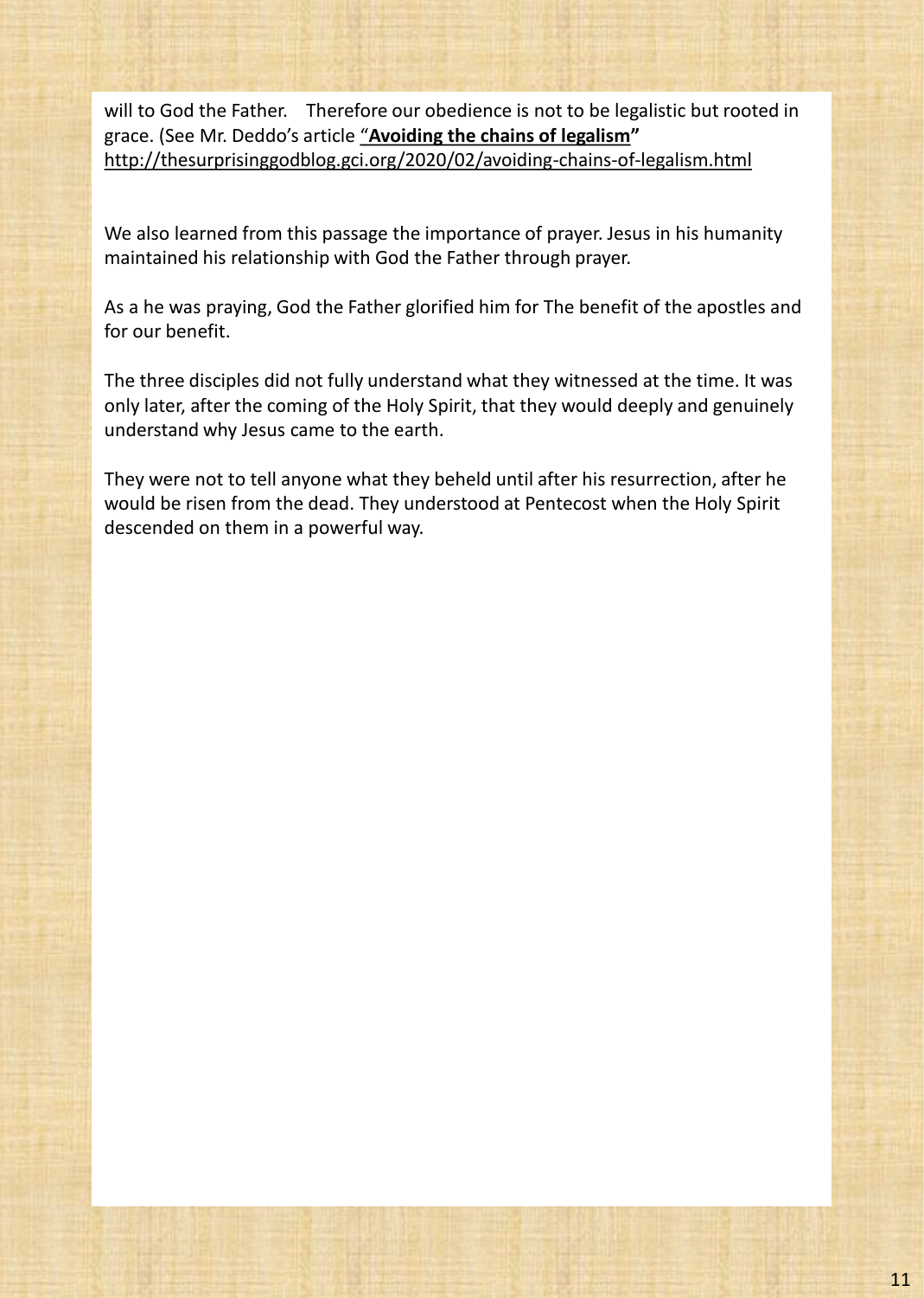will to God the Father.  Therefore our obedience is not to be legalistic but rooted in grace. (See Mr. Deddo's article "**Avoiding the chains of legalism"** http://thesurprisinggodblog.gci.org/2020/02/avoiding-chains-of-legalism.html

We also learned from this passage the importance of prayer. Jesus in his humanity maintained his relationship with God the Father through prayer.

As a he was praying, God the Father glorified him for The benefit of the apostles and for our benefit.

The three disciples did not fully understand what they witnessed at the time. It was only later, after the coming of the Holy Spirit, that they would deeply and genuinely understand why Jesus came to the earth.

They were not to tell anyone what they beheld until after his resurrection, after he would be risen from the dead. They understood at Pentecost when the Holy Spirit descended on them in a powerful way.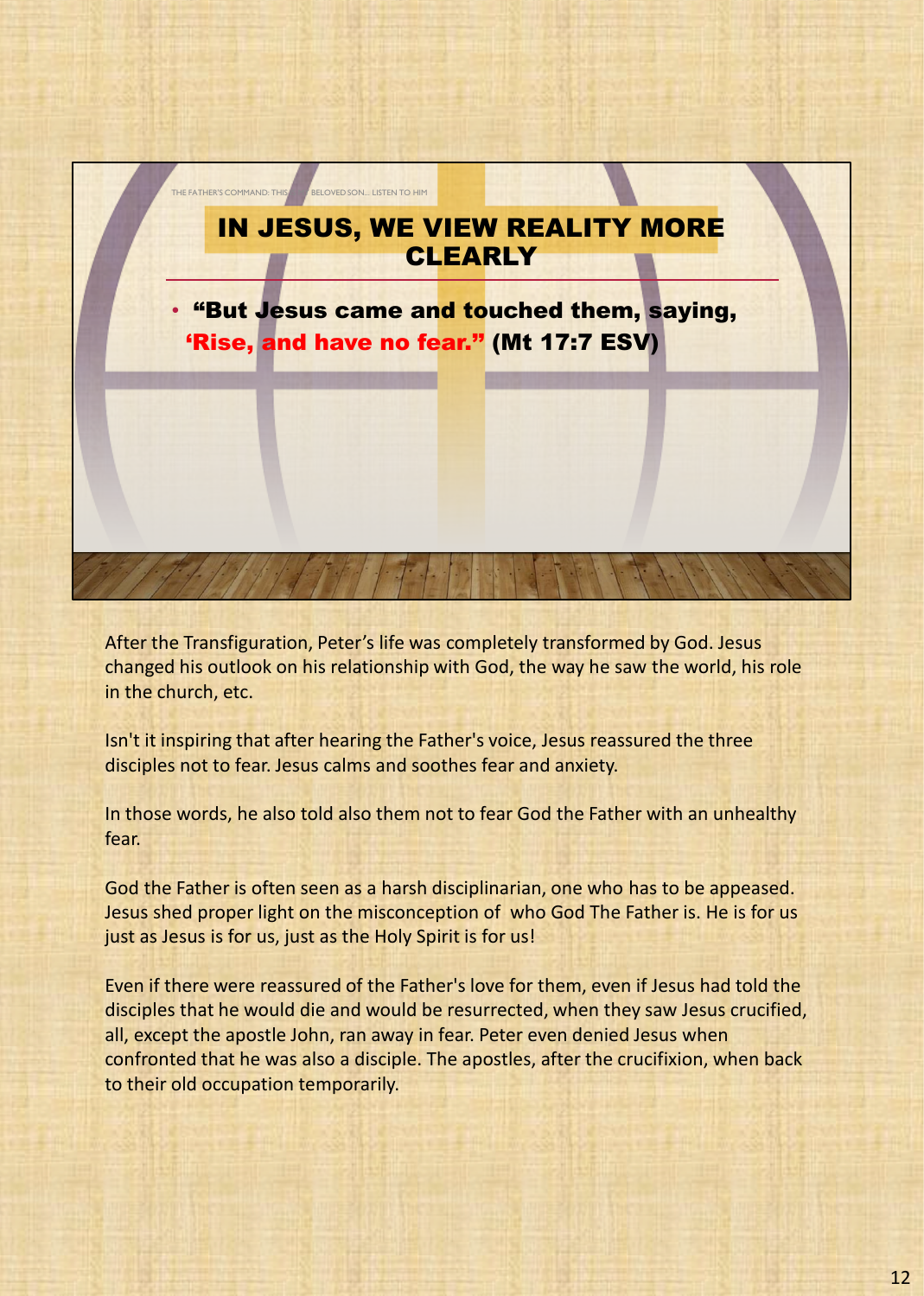THE FATHER'S COMMAND: THIS IS MY BELOVED SON... LISTEN TO HIM

# IN JESUS, WE VIEW REALITY MORE CLEARLY

- **"But Jesus came and touched them, saying, 'Rise, and have no fear." (Mt 17:7 ESV)**

After the Transfiguration, Peter's life was completely transformed by God. Jesus changed his outlook on his relationship with God, the way he saw the world, his role in the church, etc.

Isn't it inspiring that after hearing the Father's voice, Jesus reassured the three disciples not to fear. Jesus calms and soothes fear and anxiety.

In those words, he also told also them not to fear God the Father with an unhealthy fear.

God the Father is often seen as a harsh disciplinarian, one who has to be appeased. Jesus shed proper light on the misconception of  who God The Father is. He is for us just as Jesus is for us, just as the Holy Spirit is for us!

Even if there were reassured of the Father's love for them, even if Jesus had told the disciples that he would die and would be resurrected, when they saw Jesus crucified, all, except the apostle John, ran away in fear. Peter even denied Jesus when confronted that he was also a disciple. The apostles, after the crucifixion, when back to their old occupation temporarily.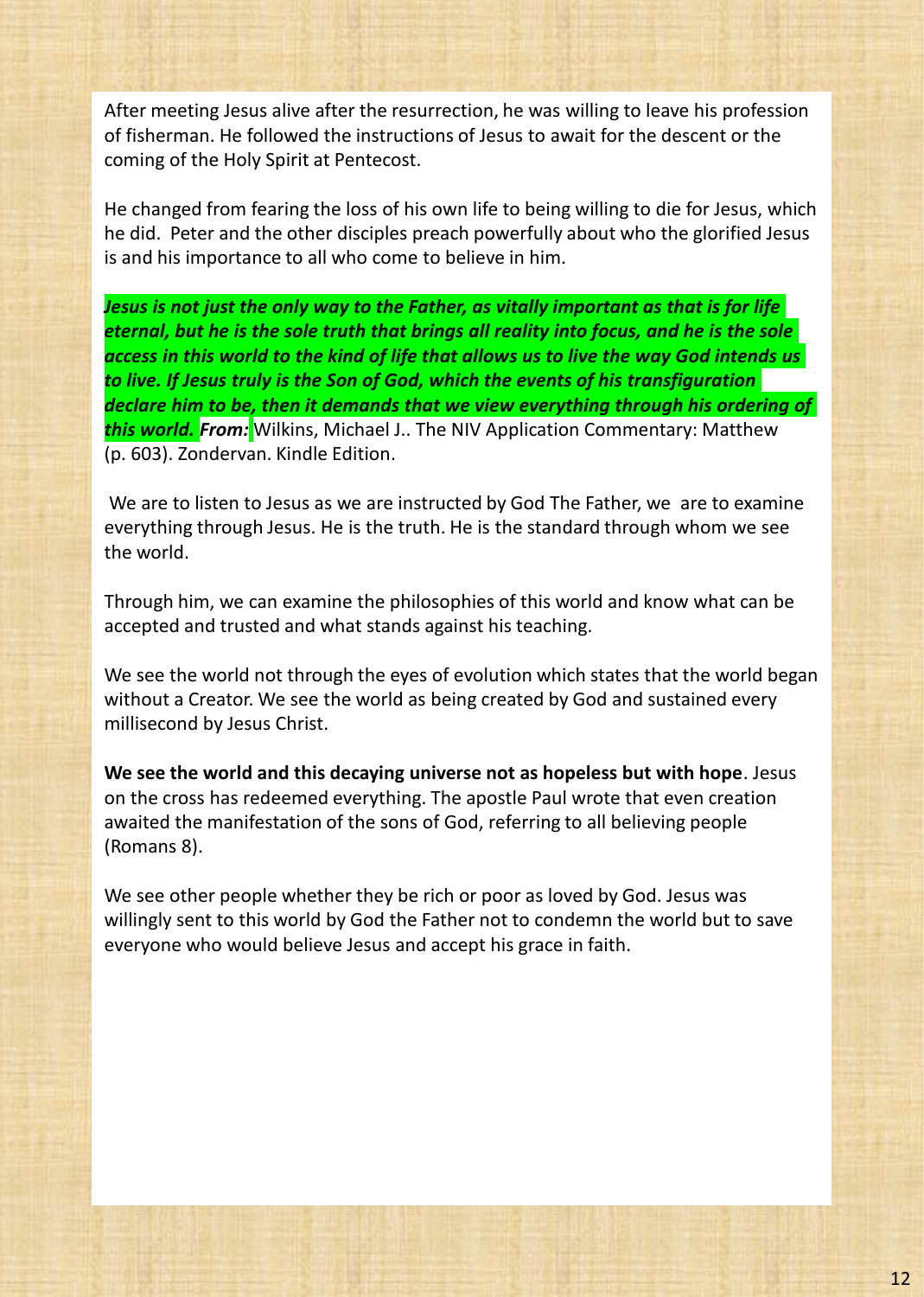After meeting Jesus alive after the resurrection, he was willing to leave his profession of fisherman. He followed the instructions of Jesus to await for the descent or the coming of the Holy Spirit at Pentecost.

He changed from fearing the loss of his own life to being willing to die for Jesus, which he did. Peter and the other disciples preach powerfully about who the glorified Jesus is and his importance to all who come to believe in him.

***Jesus is not just the only way to the Father, as vitally important as that is for life eternal, but he is the sole truth that brings all reality into focus, and he is the sole access in this world to the kind of life that allows us to live the way God intends us to live. If Jesus truly is the Son of God, which the events of his transfiguration declare him to be, then it demands that we view everything through his ordering of this world. From:*** Wilkins, Michael J.. The NIV Application Commentary: Matthew (p. 603). Zondervan. Kindle Edition.

We are to listen to Jesus as we are instructed by God The Father, we are to examine everything through Jesus. He is the truth. He is the standard through whom we see the world.

Through him, we can examine the philosophies of this world and know what can be accepted and trusted and what stands against his teaching.

We see the world not through the eyes of evolution which states that the world began without a Creator. We see the world as being created by God and sustained every millisecond by Jesus Christ.

**We see the world and this decaying universe not as hopeless but with hope**. Jesus on the cross has redeemed everything. The apostle Paul wrote that even creation awaited the manifestation of the sons of God, referring to all believing people (Romans 8).

We see other people whether they be rich or poor as loved by God. Jesus was willingly sent to this world by God the Father not to condemn the world but to save everyone who would believe Jesus and accept his grace in faith.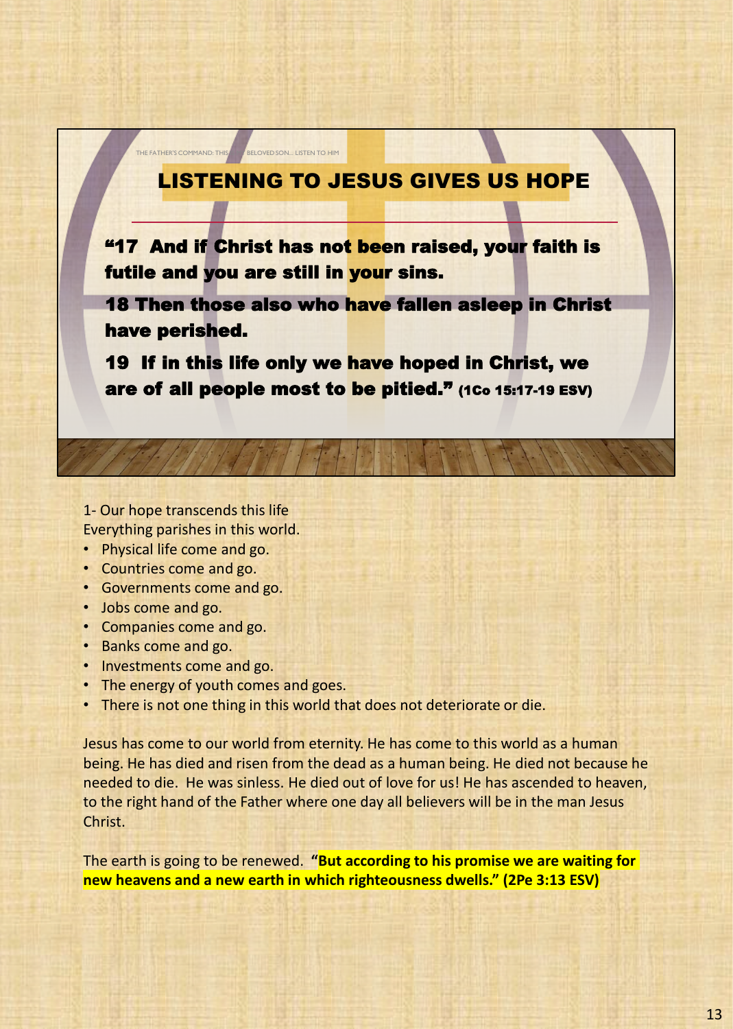THE FATHER'S COMMAND: THIS IS MY BELOVED SON... LISTEN TO HIM

## LISTENING TO JESUS GIVES US HOPE

**"17 And if Christ has not been raised, your faith is futile and you are still in your sins.**

**18 Then those also who have fallen asleep in Christ have perished.**

**19 If in this life only we have hoped in Christ, we are of all people most to be pitied." (1Co 15:17-19 ESV)**

1- Our hope transcends this life
Everything parishes in this world.

- Physical life come and go.
- Countries come and go.
- Governments come and go.
- Jobs come and go.
- Companies come and go.
- Banks come and go.
- Investments come and go.
- The energy of youth comes and goes.
- There is not one thing in this world that does not deteriorate or die.

Jesus has come to our world from eternity. He has come to this world as a human being. He has died and risen from the dead as a human being. He died not because he needed to die. He was sinless. He died out of love for us! He has ascended to heaven, to the right hand of the Father where one day all believers will be in the man Jesus Christ.

The earth is going to be renewed. **"But according to his promise we are waiting for new heavens and a new earth in which righteousness dwells." (2Pe 3:13 ESV)**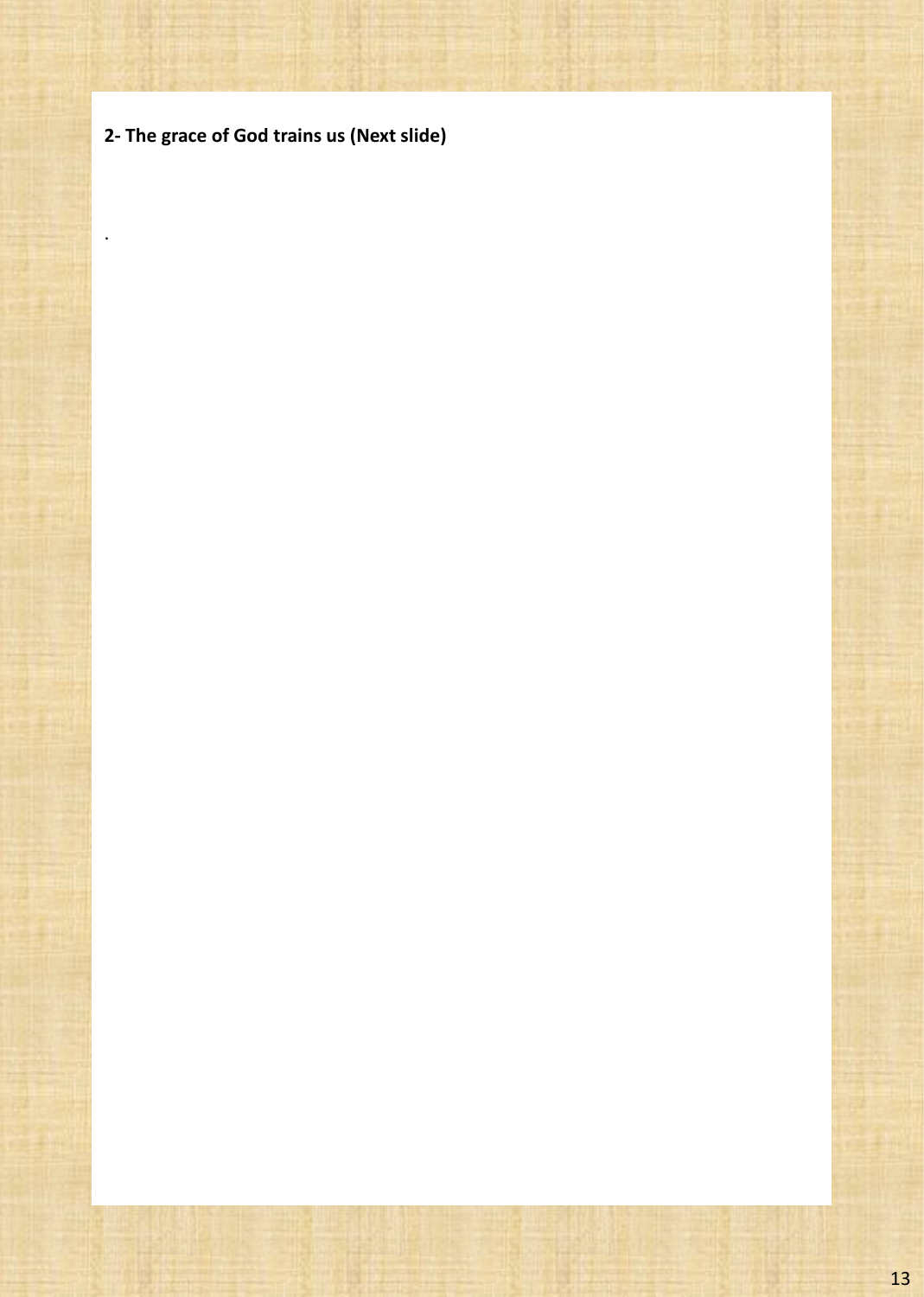**2- The grace of God trains us (Next slide)**

.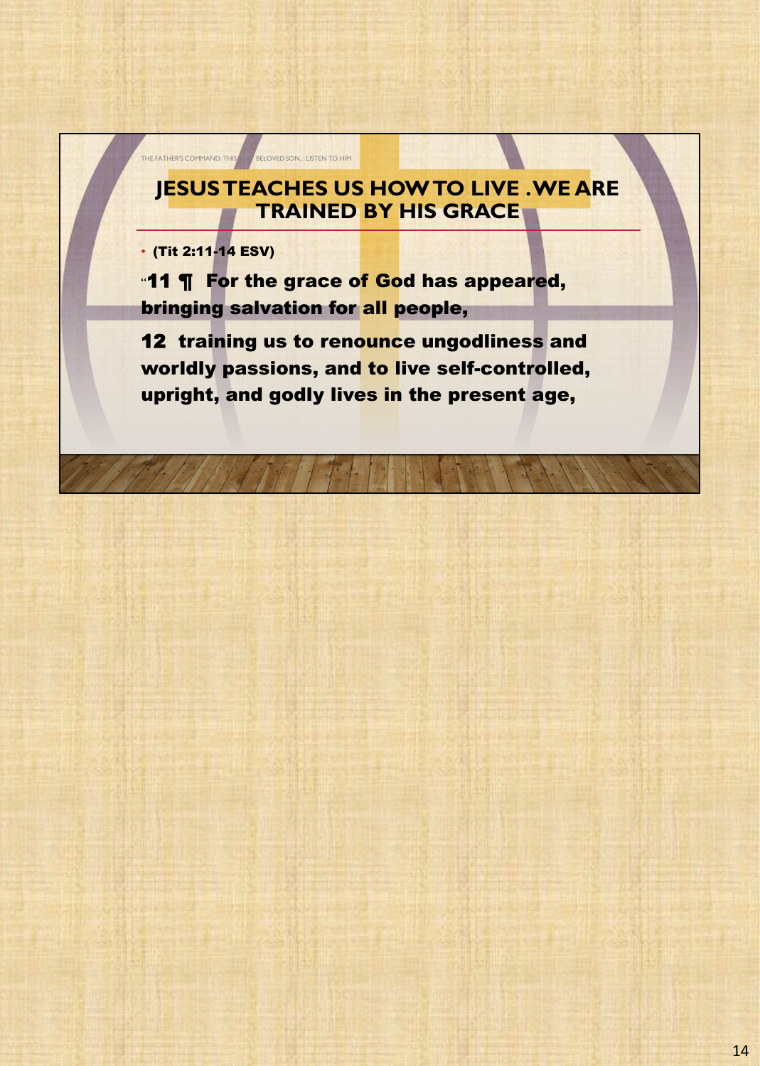THE FATHER'S COMMAND: THIS IS MY BELOVED SON... LISTEN TO HIM

## JESUS TEACHES US HOW TO LIVE . WE ARE TRAINED BY HIS GRACE

- **(Tit 2:11-14 ESV)**

**"11 ¶ For the grace of God has appeared, bringing salvation for all people,**

**12 training us to renounce ungodliness and worldly passions, and to live self-controlled, upright, and godly lives in the present age,**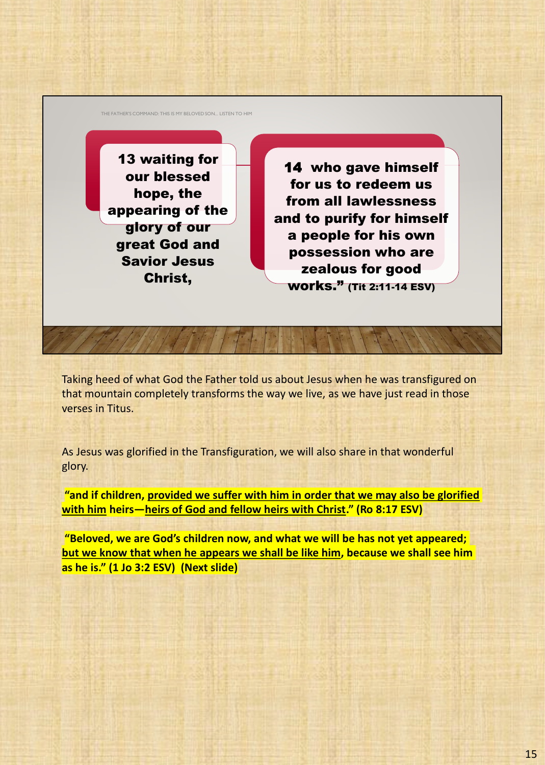THE FATHER'S COMMAND: THIS IS MY BELOVED SON... LISTEN TO HIM

**13 waiting for our blessed hope, the appearing of the glory of our great God and Savior Jesus Christ,**

**14 who gave himself for us to redeem us from all lawlessness and to purify for himself a people for his own possession who are zealous for good works." (Tit 2:11-14 ESV)**

Taking heed of what God the Father told us about Jesus when he was transfigured on that mountain completely transforms the way we live, as we have just read in those verses in Titus.

As Jesus was glorified in the Transfiguration, we will also share in that wonderful glory.

**"and if children, <u>provided we suffer with him in order that we may also be glorified with him</u> heirs—<u>heirs of God and fellow heirs with Christ</u>." (Ro 8:17 ESV)**

**"Beloved, we are God's children now, and what we will be has not yet appeared; <u>but we know that when he appears we shall be like him</u>, because we shall see him as he is." (1 Jo 3:2 ESV) (Next slide)**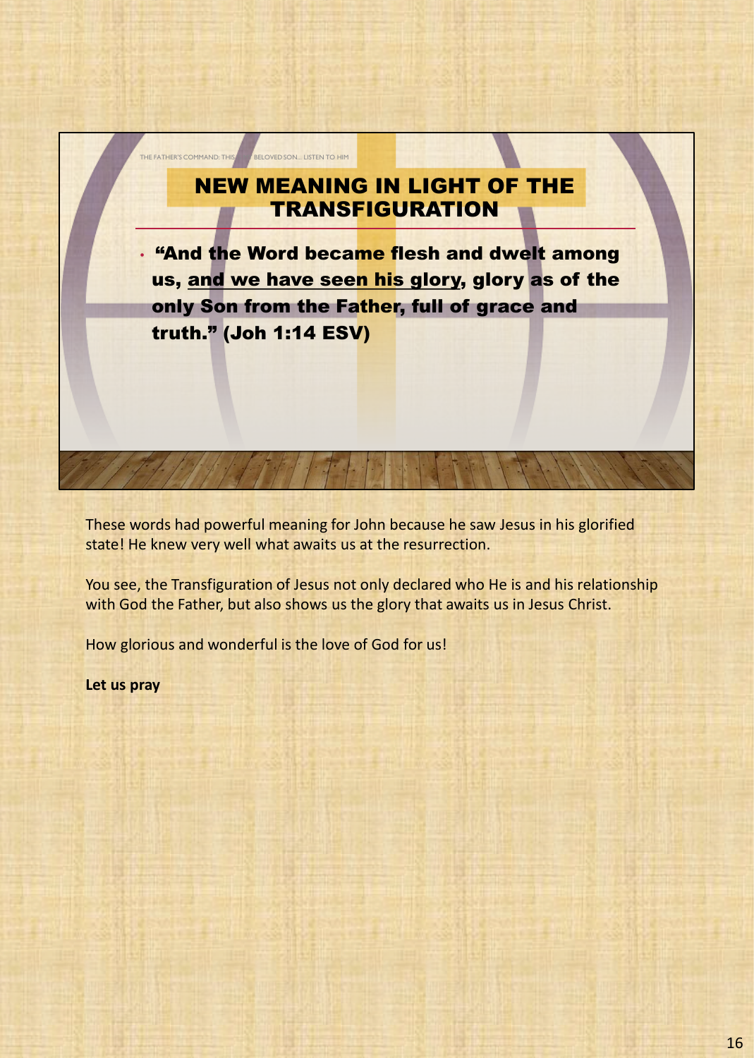THE FATHER'S COMMAND: THIS IS MY BELOVED SON... LISTEN TO HIM

## NEW MEANING IN LIGHT OF THE TRANSFIGURATION

- **"And the Word became flesh and dwelt among us, <u>and we have seen his glory</u>, glory as of the only Son from the Father, full of grace and truth." (Joh 1:14 ESV)**

These words had powerful meaning for John because he saw Jesus in his glorified state! He knew very well what awaits us at the resurrection.

You see, the Transfiguration of Jesus not only declared who He is and his relationship with God the Father, but also shows us the glory that awaits us in Jesus Christ.

How glorious and wonderful is the love of God for us!

**Let us pray**